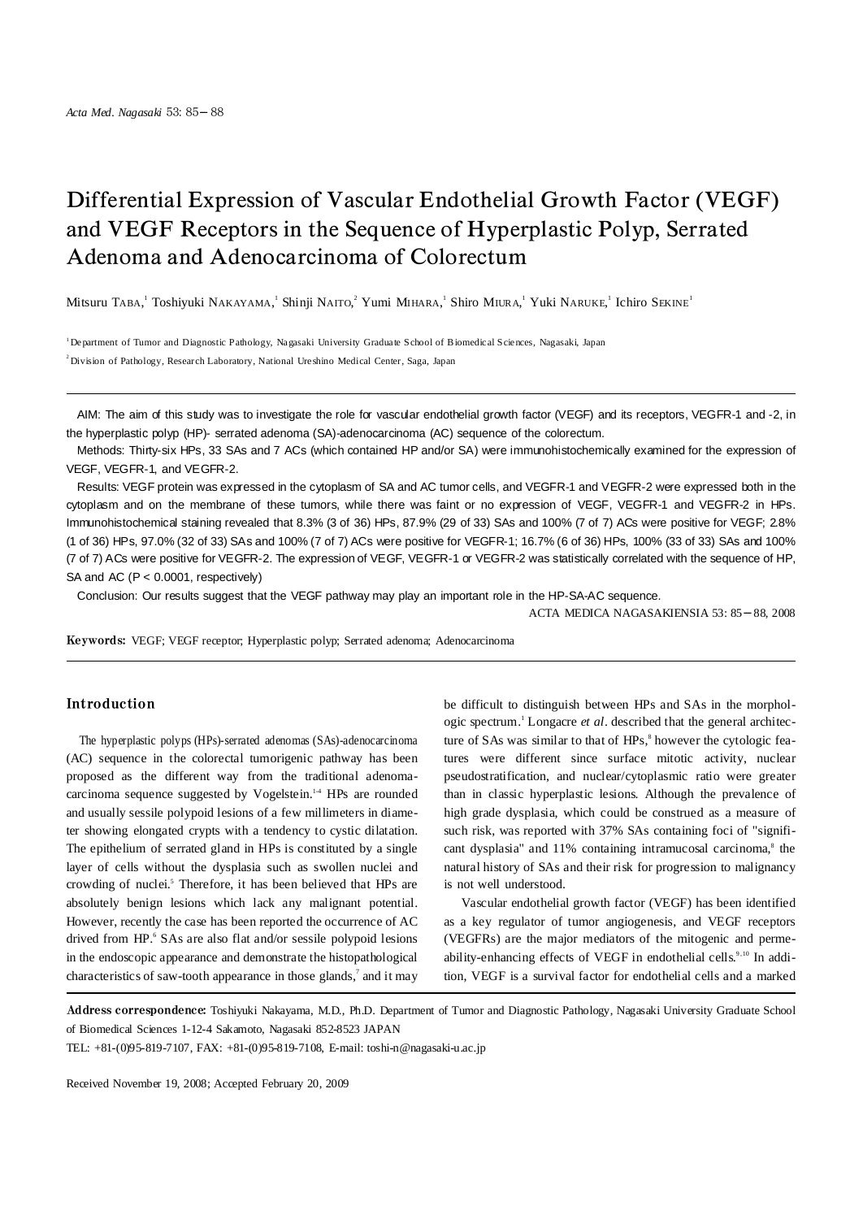# Differential Expression of Vascular Endothelial Growth Factor (VEGF) and VEGF Receptors in the Sequence of Hyperplastic Polyp, Serrated Adenoma and Adenocarcinoma of Colorectum

Mitsuru TABA,[1] Toshiyuki NAKAYAMA,[1] Shinji NAITO,[2] Yumi MIHARA,[1] Shiro MIURA,[1] Yuki NARUKE,[1] Ichiro SEKINE[1]

[1] Department of Tumor and Diagnostic Pathology, Nagasaki University Graduate School of Biomedical Sciences, Nagasaki, Japan

[2] Division of Pathology, Research Laboratory, National Ureshino Medical Center, Saga, Japan

AIM: The aim of this study was to investigate the role for vascular endothelial growth factor (VEGF) and its receptors, VEGFR-1 and -2, in the hyperplastic polyp (HP)- serrated adenoma (SA)-adenocarcinoma (AC) sequence of the colorectum.

Methods: Thirty-six HPs, 33 SAs and 7 ACs (which contained HP and/or SA) were immunohistochemically examined for the expression of VEGF, VEGFR-1, and VEGFR-2.

Results: VEGF protein was expressed in the cytoplasm of SA and AC tumor cells, and VEGFR-1 and VEGFR-2 were expressed both in the cytoplasm and on the membrane of these tumors, while there was faint or no expression of VEGF, VEGFR-1 and VEGFR-2 in HPs. Immunohistochemical staining revealed that 8.3% (3 of 36) HPs, 87.9% (29 of 33) SAs and 100% (7 of 7) ACs were positive for VEGF; 2.8% (1 of 36) HPs, 97.0% (32 of 33) SAs and 100% (7 of 7) ACs were positive for VEGFR-1; 16.7% (6 of 36) HPs, 100% (33 of 33) SAs and 100% (7 of 7) ACs were positive for VEGFR-2. The expression of VEGF, VEGFR-1 or VEGFR-2 was statistically correlated with the sequence of HP, SA and AC ($P < 0.0001$, respectively)

Conclusion: Our results suggest that the VEGF pathway may play an important role in the HP-SA-AC sequence.

ACTA MEDICA NAGASAKIENSIA 53: 85−88, 2008

**Keywords:** VEGF; VEGF receptor; Hyperplastic polyp; Serrated adenoma; Adenocarcinoma

## Introduction

The hyperplastic polyps (HPs)-serrated adenomas (SAs)-adenocarcinoma (AC) sequence in the colorectal tumorigenic pathway has been proposed as the different way from the traditional adenoma-carcinoma sequence suggested by Vogelstein.[1-4] HPs are rounded and usually sessile polypoid lesions of a few millimeters in diameter showing elongated crypts with a tendency to cystic dilatation. The epithelium of serrated gland in HPs is constituted by a single layer of cells without the dysplasia such as swollen nuclei and crowding of nuclei.[5] Therefore, it has been believed that HPs are absolutely benign lesions which lack any malignant potential. However, recently the case has been reported the occurrence of AC drived from HP.[6] SAs are also flat and/or sessile polypoid lesions in the endoscopic appearance and demonstrate the histopathological characteristics of saw-tooth appearance in those glands,[7] and it may be difficult to distinguish between HPs and SAs in the morphologic spectrum.[1] Longacre *et al*. described that the general architecture of SAs was similar to that of HPs,[8] however the cytologic features were different since surface mitotic activity, nuclear pseudostratification, and nuclear/cytoplasmic ratio were greater than in classic hyperplastic lesions. Although the prevalence of high grade dysplasia, which could be construed as a measure of such risk, was reported with 37% SAs containing foci of "significant dysplasia" and 11% containing intramucosal carcinoma,[8] the natural history of SAs and their risk for progression to malignancy is not well understood.

Vascular endothelial growth factor (VEGF) has been identified as a key regulator of tumor angiogenesis, and VEGF receptors (VEGFRs) are the major mediators of the mitogenic and permeability-enhancing effects of VEGF in endothelial cells.[9,10] In addition, VEGF is a survival factor for endothelial cells and a marked

**Address correspondence:** Toshiyuki Nakayama, M.D., Ph.D. Department of Tumor and Diagnostic Pathology, Nagasaki University Graduate School of Biomedical Sciences 1-12-4 Sakamoto, Nagasaki 852-8523 JAPAN

TEL: +81-(0)95-819-7107, FAX: +81-(0)95-819-7108, E-mail: toshi-n@nagasaki-u.ac.jp

Received November 19, 2008; Accepted February 20, 2009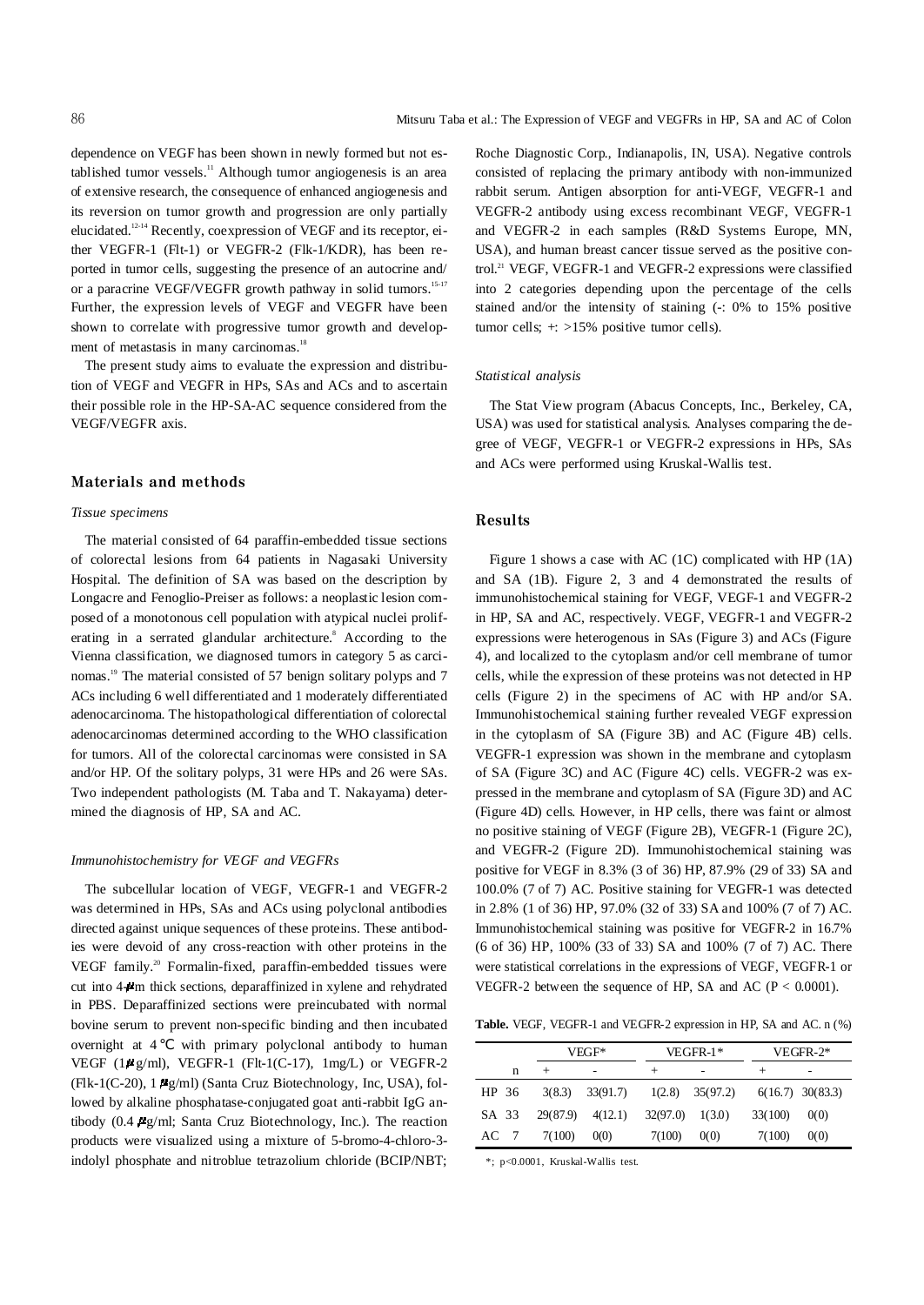dependence on VEGF has been shown in newly formed but not established tumor vessels.[11] Although tumor angiogenesis is an area of extensive research, the consequence of enhanced angiogenesis and its reversion on tumor growth and progression are only partially elucidated.[12-14] Recently, coexpression of VEGF and its receptor, either VEGFR-1 (Flt-1) or VEGFR-2 (Flk-1/KDR), has been reported in tumor cells, suggesting the presence of an autocrine and/or a paracrine VEGF/VEGFR growth pathway in solid tumors.[15-17] Further, the expression levels of VEGF and VEGFR have been shown to correlate with progressive tumor growth and development of metastasis in many carcinomas.[18]

The present study aims to evaluate the expression and distribution of VEGF and VEGFR in HPs, SAs and ACs and to ascertain their possible role in the HP-SA-AC sequence considered from the VEGF/VEGFR axis.

## Materials and methods

### *Tissue specimens*

The material consisted of 64 paraffin-embedded tissue sections of colorectal lesions from 64 patients in Nagasaki University Hospital. The definition of SA was based on the description by Longacre and Fenoglio-Preiser as follows: a neoplastic lesion composed of a monotonous cell population with atypical nuclei proliferating in a serrated glandular architecture.[8] According to the Vienna classification, we diagnosed tumors in category 5 as carcinomas.[19] The material consisted of 57 benign solitary polyps and 7 ACs including 6 well differentiated and 1 moderately differentiated adenocarcinoma. The histopathological differentiation of colorectal adenocarcinomas determined according to the WHO classification for tumors. All of the colorectal carcinomas were consisted in SA and/or HP. Of the solitary polyps, 31 were HPs and 26 were SAs. Two independent pathologists (M. Taba and T. Nakayama) determined the diagnosis of HP, SA and AC.

### *Immunohistochemistry for VEGF and VEGFRs*

The subcellular location of VEGF, VEGFR-1 and VEGFR-2 was determined in HPs, SAs and ACs using polyclonal antibodies directed against unique sequences of these proteins. These antibodies were devoid of any cross-reaction with other proteins in the VEGF family.[20] Formalin-fixed, paraffin-embedded tissues were cut into 4-μm thick sections, deparaffinized in xylene and rehydrated in PBS. Deparaffinized sections were preincubated with normal bovine serum to prevent non-specific binding and then incubated overnight at 4℃ with primary polyclonal antibody to human VEGF (1μg/ml), VEGFR-1 (Flt-1(C-17), 1mg/L) or VEGFR-2 (Flk-1(C-20), 1μg/ml) (Santa Cruz Biotechnology, Inc, USA), followed by alkaline phosphatase-conjugated goat anti-rabbit IgG antibody (0.4μg/ml; Santa Cruz Biotechnology, Inc.). The reaction products were visualized using a mixture of 5-bromo-4-chloro-3-indolyl phosphate and nitroblue tetrazolium chloride (BCIP/NBT; Roche Diagnostic Corp., Indianapolis, IN, USA). Negative controls consisted of replacing the primary antibody with non-immunized rabbit serum. Antigen absorption for anti-VEGF, VEGFR-1 and VEGFR-2 antibody using excess recombinant VEGF, VEGFR-1 and VEGFR-2 in each samples (R&D Systems Europe, MN, USA), and human breast cancer tissue served as the positive control.[21] VEGF, VEGFR-1 and VEGFR-2 expressions were classified into 2 categories depending upon the percentage of the cells stained and/or the intensity of staining (-: 0% to 15% positive tumor cells; +: >15% positive tumor cells).

### *Statistical analysis*

The Stat View program (Abacus Concepts, Inc., Berkeley, CA, USA) was used for statistical analysis. Analyses comparing the degree of VEGF, VEGFR-1 or VEGFR-2 expressions in HPs, SAs and ACs were performed using Kruskal-Wallis test.

## Results

Figure 1 shows a case with AC (1C) complicated with HP (1A) and SA (1B). Figure 2, 3 and 4 demonstrated the results of immunohistochemical staining for VEGF, VEGF-1 and VEGFR-2 in HP, SA and AC, respectively. VEGF, VEGFR-1 and VEGFR-2 expressions were heterogeneous in SAs (Figure 3) and ACs (Figure 4), and localized to the cytoplasm and/or cell membrane of tumor cells, while the expression of these proteins was not detected in HP cells (Figure 2) in the specimens of AC with HP and/or SA. Immunohistochemical staining further revealed VEGF expression in the cytoplasm of SA (Figure 3B) and AC (Figure 4B) cells. VEGFR-1 expression was shown in the membrane and cytoplasm of SA (Figure 3C) and AC (Figure 4C) cells. VEGFR-2 was expressed in the membrane and cytoplasm of SA (Figure 3D) and AC (Figure 4D) cells. However, in HP cells, there was faint or almost no positive staining of VEGF (Figure 2B), VEGFR-1 (Figure 2C), and VEGFR-2 (Figure 2D). Immunohistochemical staining was positive for VEGF in 8.3% (3 of 36) HP, 87.9% (29 of 33) SA and 100.0% (7 of 7) AC. Positive staining for VEGFR-1 was detected in 2.8% (1 of 36) HP, 97.0% (32 of 33) SA and 100% (7 of 7) AC. Immunohistochemical staining was positive for VEGFR-2 in 16.7% (6 of 36) HP, 100% (33 of 33) SA and 100% (7 of 7) AC. There were statistical correlations in the expressions of VEGF, VEGFR-1 or VEGFR-2 between the sequence of HP, SA and AC ($P < 0.0001$).

**Table.** VEGF, VEGFR-1 and VEGFR-2 expression in HP, SA and AC. n (%)

| | n | VEGF* | | VEGFR-1* | | VEGFR-2* | |
|---|---|---|---|---|---|---|---|
| | | + | - | + | - | + | - |
| HP | 36 | 3(8.3) | 33(91.7) | 1(2.8) | 35(97.2) | 6(16.7) | 30(83.3) |
| SA | 33 | 29(87.9) | 4(12.1) | 32(97.0) | 1(3.0) | 33(100) | 0(0) |
| AC | 7 | 7(100) | 0(0) | 7(100) | 0(0) | 7(100) | 0(0) |

*; $p<0.0001$, Kruskal-Wallis test.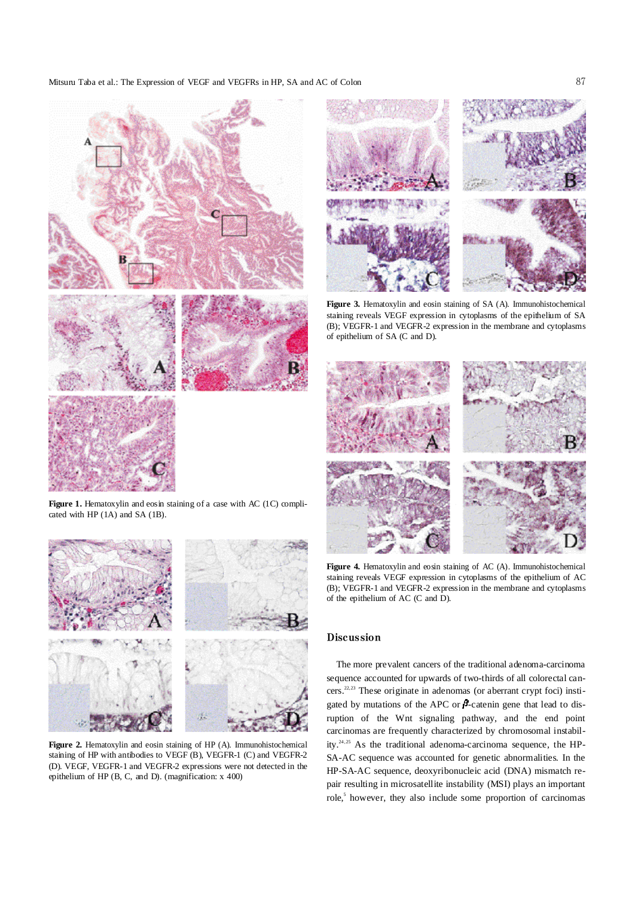Figure 1. Hematoxylin and eosin staining of a case with AC (1C) complicated with HP (1A) and SA (1B).

Figure 2. Hematoxylin and eosin staining of HP (A). Immunohistochemical staining of HP with antibodies to VEGF (B), VEGFR-1 (C) and VEGFR-2 (D). VEGF, VEGFR-1 and VEGFR-2 expressions were not detected in the epithelium of HP (B, C, and D). (magnification: x 400)

Figure 3. Hematoxylin and eosin staining of SA (A). Immunohistochemical staining reveals VEGF expression in cytoplasms of the epithelium of SA (B); VEGFR-1 and VEGFR-2 expression in the membrane and cytoplasms of epithelium of SA (C and D).

Figure 4. Hematoxylin and eosin staining of AC (A). Immunohistochemical staining reveals VEGF expression in cytoplasms of the epithelium of AC (B); VEGFR-1 and VEGFR-2 expression in the membrane and cytoplasms of the epithelium of AC (C and D).

## Discussion

The more prevalent cancers of the traditional adenoma-carcinoma sequence accounted for upwards of two-thirds of all colorectal cancers.[22,23] These originate in adenomas (or aberrant crypt foci) instigated by mutations of the APC or $\beta$-catenin gene that lead to disruption of the Wnt signaling pathway, and the end point carcinomas are frequently characterized by chromosomal instability.[24,25] As the traditional adenoma-carcinoma sequence, the HP-SA-AC sequence was accounted for genetic abnormalities. In the HP-SA-AC sequence, deoxyribonucleic acid (DNA) mismatch repair resulting in microsatellite instability (MSI) plays an important role,[5] however, they also include some proportion of carcinomas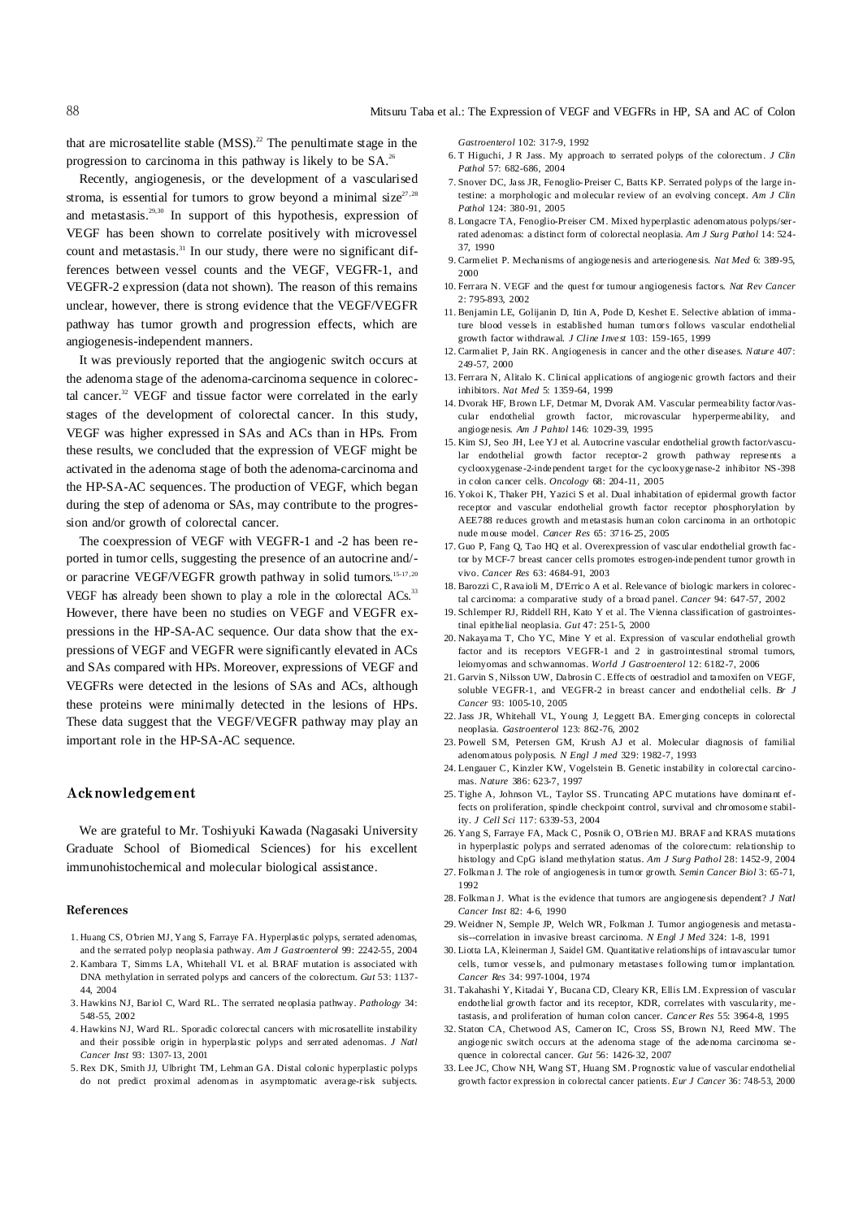that are microsatellite stable (MSS).[22] The penultimate stage in the progression to carcinoma in this pathway is likely to be SA.[26]

Recently, angiogenesis, or the development of a vascularised stroma, is essential for tumors to grow beyond a minimal size[27,28] and metastasis.[29,30] In support of this hypothesis, expression of VEGF has been shown to correlate positively with microvessel count and metastasis.[31] In our study, there were no significant differences between vessel counts and the VEGF, VEGFR-1, and VEGFR-2 expression (data not shown). The reason of this remains unclear, however, there is strong evidence that the VEGF/VEGFR pathway has tumor growth and progression effects, which are angiogenesis-independent manners.

It was previously reported that the angiogenic switch occurs at the adenoma stage of the adenoma-carcinoma sequence in colorectal cancer.[32] VEGF and tissue factor were correlated in the early stages of the development of colorectal cancer. In this study, VEGF was higher expressed in SAs and ACs than in HPs. From these results, we concluded that the expression of VEGF might be activated in the adenoma stage of both the adenoma-carcinoma and the HP-SA-AC sequences. The production of VEGF, which began during the step of adenoma or SAs, may contribute to the progression and/or growth of colorectal cancer.

The coexpression of VEGF with VEGFR-1 and -2 has been reported in tumor cells, suggesting the presence of an autocrine and/-or paracrine VEGF/VEGFR growth pathway in solid tumors.[15-17,20] VEGF has already been shown to play a role in the colorectal ACs.[33] However, there have been no studies on VEGF and VEGFR expressions in the HP-SA-AC sequence. Our data show that the expressions of VEGF and VEGFR were significantly elevated in ACs and SAs compared with HPs. Moreover, expressions of VEGF and VEGFRs were detected in the lesions of SAs and ACs, although these proteins were minimally detected in the lesions of HPs. These data suggest that the VEGF/VEGFR pathway may play an important role in the HP-SA-AC sequence.

## Acknowledgement

We are grateful to Mr. Toshiyuki Kawada (Nagasaki University Graduate School of Biomedical Sciences) for his excellent immunohistochemical and molecular biological assistance.

### References

1. Huang CS, O'brien MJ, Yang S, Farraye FA. Hyperplastic polyps, serrated adenomas, and the serrated polyp neoplasia pathway. *Am J Gastroenterol* 99: 2242-55, 2004
2. Kambara T, Simms LA, Whitehall VL et al. BRAF mutation is associated with DNA methylation in serrated polyps and cancers of the colorectum. *Gut* 53: 1137-44, 2004
3. Hawkins NJ, Bariol C, Ward RL. The serrated neoplasia pathway. *Pathology* 34: 548-55, 2002
4. Hawkins NJ, Ward RL. Sporadic colorectal cancers with microsatellite instability and their possible origin in hyperplastic polyps and serrated adenomas. *J Natl Cancer Inst* 93: 1307-13, 2001
5. Rex DK, Smith JJ, Ulbright TM, Lehman GA. Distal colonic hyperplastic polyps do not predict proximal adenomas in asymptomatic average-risk subjects. *Gastroenterol* 102: 317-9, 1992
6. T Higuchi, J R Jass. My approach to serrated polyps of the colorectum. *J Clin Pathol* 57: 682-686, 2004
7. Snover DC, Jass JR, Fenoglio-Preiser C, Batts KP. Serrated polyps of the large intestine: a morphologic and molecular review of an evolving concept. *Am J Clin Pathol* 124: 380-91, 2005
8. Longacre TA, Fenoglio-Preiser CM. Mixed hyperplastic adenomatous polyps/serrated adenomas: a distinct form of colorectal neoplasia. *Am J Surg Pathol* 14: 524-37, 1990
9. Carmeliet P. Mechanisms of angiogenesis and arteriogenesis. *Nat Med* 6: 389-95, 2000
10. Ferrara N. VEGF and the quest for tumour angiogenesis factors. *Nat Rev Cancer* 2: 795-893, 2002
11. Benjamin LE, Golijanin D, Itin A, Pode D, Keshet E. Selective ablation of immature blood vessels in established human tumors follows vascular endothelial growth factor withdrawal. *J Cline Invest* 103: 159-165, 1999
12. Carmaliet P, Jain RK. Angiogenesis in cancer and the other diseases. *Nature* 407: 249-57, 2000
13. Ferrara N, Alitalo K. Clinical applications of angiogenic growth factors and their inhibitors. *Nat Med* 5: 1359-64, 1999
14. Dvorak HF, Brown LF, Detmar M, Dvorak AM. Vascular permeability factor/vascular endothelial growth factor, microvascular hyperpermeability, and angiogenesis. *Am J Pahtol* 146: 1029-39, 1995
15. Kim SJ, Seo JH, Lee YJ et al. Autocrine vascular endothelial growth factor/vascular endothelial growth factor receptor-2 growth pathway represents a cyclooxygenase-2-independent target for the cyclooxygenase-2 inhibitor NS-398 in colon cancer cells. *Oncology* 68: 204-11, 2005
16. Yokoi K, Thaker PH, Yazici S et al. Dual inhabitation of epidermal growth factor receptor and vascular endothelial growth factor receptor phosphorylation by AEE788 reduces growth and metastasis human colon carcinoma in an orthotopic nude mouse model. *Cancer Res* 65: 3716-25, 2005
17. Guo P, Fang Q, Tao HQ et al. Overexpression of vascular endothelial growth factor by MCF-7 breast cancer cells promotes estrogen-independent tumor growth in vivo. *Cancer Res* 63: 4684-91, 2003
18. Barozzi C, Ravaioli M, D'Errico A et al. Relevance of biologic markers in colorectal carcinoma: a comparative study of a broad panel. *Cancer* 94: 647-57, 2002
19. Schlemper RJ, Riddell RH, Kato Y et al. The Vienna classification of gastrointestinal epithelial neoplasia. *Gut* 47: 251-5, 2000
20. Nakayama T, Cho YC, Mine Y et al. Expression of vascular endothelial growth factor and its receptors VEGFR-1 and 2 in gastrointestinal stromal tumors, leiomyomas and schwannomas. *World J Gastroenterol* 12: 6182-7, 2006
21. Garvin S, Nilsson UW, Dabrosin C. Effects of oestradiol and tamoxifen on VEGF, soluble VEGFR-1, and VEGFR-2 in breast cancer and endothelial cells. *Br J Cancer* 93: 1005-10, 2005
22. Jass JR, Whitehall VL, Young J, Leggett BA. Emerging concepts in colorectal neoplasia. *Gastroenterol* 123: 862-76, 2002
23. Powell SM, Petersen GM, Krush AJ et al. Molecular diagnosis of familial adenomatous polyposis. *N Engl J med* 329: 1982-7, 1993
24. Lengauer C, Kinzler KW, Vogelstein B. Genetic instability in colorectal carcinomas. *Nature* 386: 623-7, 1997
25. Tighe A, Johnson VL, Taylor SS. Truncating APC mutations have dominant effects on proliferation, spindle checkpoint control, survival and chromosome stability. *J Cell Sci* 117: 6339-53, 2004
26. Yang S, Farraye FA, Mack C, Posnik O, O'Brien MJ. BRAF and KRAS mutations in hyperplastic polyps and serrated adenomas of the colorectum: relationship to histology and CpG island methylation status. *Am J Surg Pathol* 28: 1452-9, 2004
27. Folkman J. The role of angiogenesis in tumor growth. *Semin Cancer Biol* 3: 65-71, 1992
28. Folkman J. What is the evidence that tumors are angiogenesis dependent? *J Natl Cancer Inst* 82: 4-6, 1990
29. Weidner N, Semple JP, Welch WR, Folkman J. Tumor angiogenesis and metastasis--correlation in invasive breast carcinoma. *N Engl J Med* 324: 1-8, 1991
30. Liotta LA, Kleinerman J, Saidel GM. Quantitative relationships of intravascular tumor cells, tumor vessels, and pulmonary metastases following tumor implantation. *Cancer Res* 34: 997-1004, 1974
31. Takahashi Y, Kitadai Y, Bucana CD, Cleary KR, Ellis LM. Expression of vascular endothelial growth factor and its receptor, KDR, correlates with vascularity, metastasis, and proliferation of human colon cancer. *Cancer Res* 55: 3964-8, 1995
32. Staton CA, Chetwood AS, Cameron IC, Cross SS, Brown NJ, Reed MW. The angiogenic switch occurs at the adenoma stage of the adenoma carcinoma sequence in colorectal cancer. *Gut* 56: 1426-32, 2007
33. Lee JC, Chow NH, Wang ST, Huang SM. Prognostic value of vascular endothelial growth factor expression in colorectal cancer patients. *Eur J Cancer* 36: 748-53, 2000